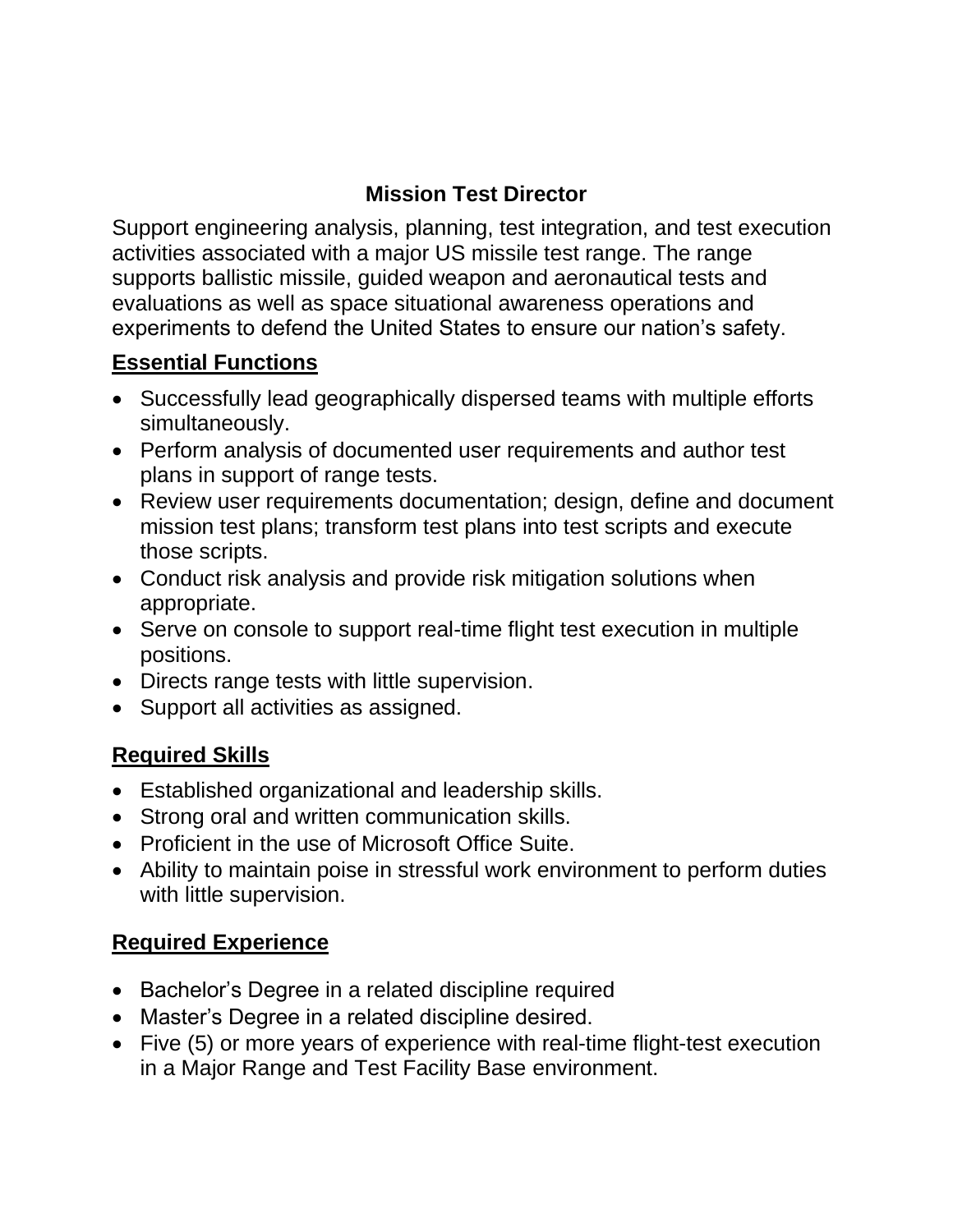# Mission Test Director

Support engineering analysis, planning, test integration, and test execution activities associated with a major US missile test range. The range supports ballistic missile, guided weapon and aeronautical tests and evaluations as well as space situational awareness operations and experiments to defend the United States to ensure our nation's safety.

## Essential Functions

- Successfully lead geographically dispersed teams with multiple efforts simultaneously.
- Perform analysis of documented user requirements and author test plans in support of range tests.
- Review user requirements documentation; design, define and document mission test plans; transform test plans into test scripts and execute those scripts.
- Conduct risk analysis and provide risk mitigation solutions when appropriate.
- Serve on console to support real-time flight test execution in multiple positions.
- Directs range tests with little supervision.
- Support all activities as assigned.

## Required Skills

- Established organizational and leadership skills.
- Strong oral and written communication skills.
- Proficient in the use of Microsoft Office Suite.
- Ability to maintain poise in stressful work environment to perform duties with little supervision.

## Required Experience

- Bachelor's Degree in a related discipline required
- Master's Degree in a related discipline desired.
- Five (5) or more years of experience with real-time flight-test execution in a Major Range and Test Facility Base environment.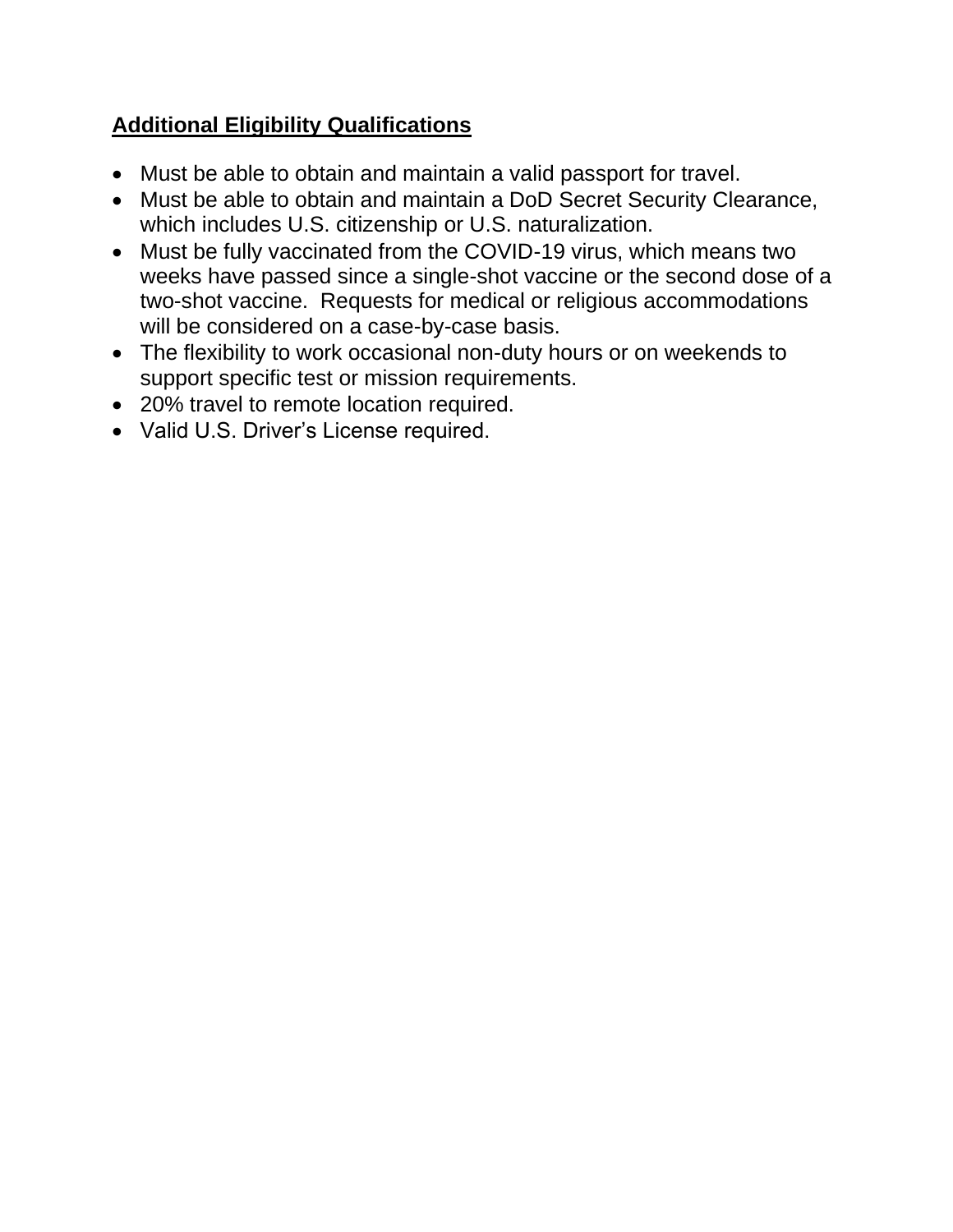**Additional Eligibility Qualifications**

- Must be able to obtain and maintain a valid passport for travel.
- Must be able to obtain and maintain a DoD Secret Security Clearance, which includes U.S. citizenship or U.S. naturalization.
- Must be fully vaccinated from the COVID-19 virus, which means two weeks have passed since a single-shot vaccine or the second dose of a two-shot vaccine. Requests for medical or religious accommodations will be considered on a case-by-case basis.
- The flexibility to work occasional non-duty hours or on weekends to support specific test or mission requirements.
- 20% travel to remote location required.
- Valid U.S. Driver's License required.